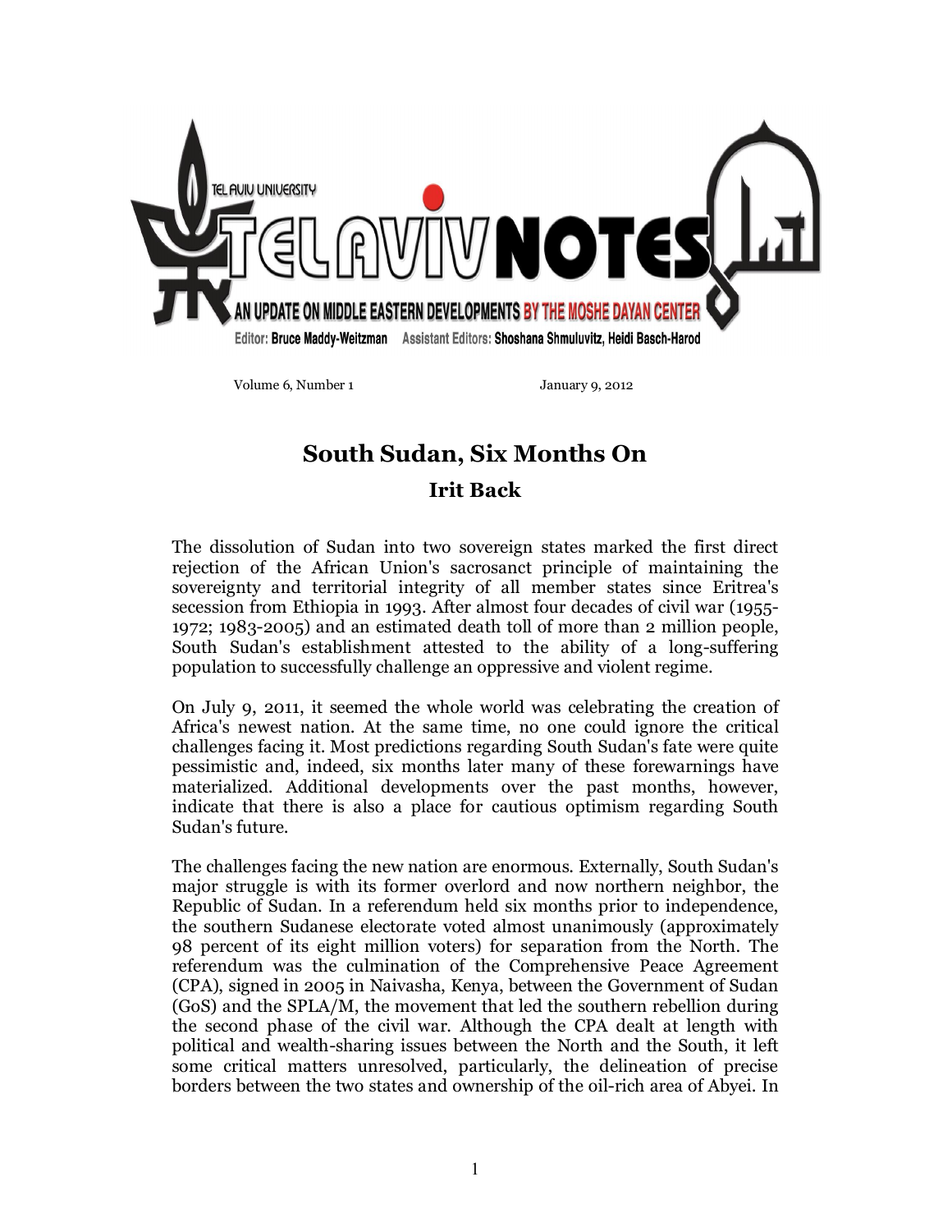TEL AVIV UNIVERSITY

# TEL AVIV NOTES

AN UPDATE ON MIDDLE EASTERN DEVELOPMENTS BY THE MOSHE DAYAN CENTER

**Editor:** Bruce Maddy-Weitzman **Assistant Editors:** Shoshana Shmuluvitz, Heidi Basch-Harod

Volume 6, Number 1 January 9, 2012

# South Sudan, Six Months On

## Irit Back

The dissolution of Sudan into two sovereign states marked the first direct rejection of the African Union's sacrosanct principle of maintaining the sovereignty and territorial integrity of all member states since Eritrea's secession from Ethiopia in 1993. After almost four decades of civil war (1955-1972; 1983-2005) and an estimated death toll of more than 2 million people, South Sudan's establishment attested to the ability of a long-suffering population to successfully challenge an oppressive and violent regime.

On July 9, 2011, it seemed the whole world was celebrating the creation of Africa's newest nation. At the same time, no one could ignore the critical challenges facing it. Most predictions regarding South Sudan's fate were quite pessimistic and, indeed, six months later many of these forewarnings have materialized. Additional developments over the past months, however, indicate that there is also a place for cautious optimism regarding South Sudan's future.

The challenges facing the new nation are enormous. Externally, South Sudan's major struggle is with its former overlord and now northern neighbor, the Republic of Sudan. In a referendum held six months prior to independence, the southern Sudanese electorate voted almost unanimously (approximately 98 percent of its eight million voters) for separation from the North. The referendum was the culmination of the Comprehensive Peace Agreement (CPA), signed in 2005 in Naivasha, Kenya, between the Government of Sudan (GoS) and the SPLA/M, the movement that led the southern rebellion during the second phase of the civil war. Although the CPA dealt at length with political and wealth-sharing issues between the North and the South, it left some critical matters unresolved, particularly, the delineation of precise borders between the two states and ownership of the oil-rich area of Abyei. In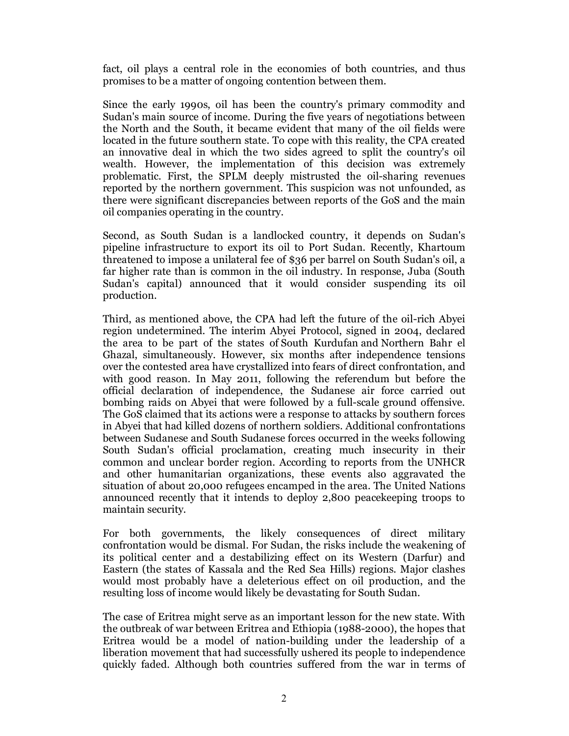fact, oil plays a central role in the economies of both countries, and thus promises to be a matter of ongoing contention between them.

Since the early 1990s, oil has been the country's primary commodity and Sudan's main source of income. During the five years of negotiations between the North and the South, it became evident that many of the oil fields were located in the future southern state. To cope with this reality, the CPA created an innovative deal in which the two sides agreed to split the country's oil wealth. However, the implementation of this decision was extremely problematic. First, the SPLM deeply mistrusted the oil-sharing revenues reported by the northern government. This suspicion was not unfounded, as there were significant discrepancies between reports of the GoS and the main oil companies operating in the country.

Second, as South Sudan is a landlocked country, it depends on Sudan's pipeline infrastructure to export its oil to Port Sudan. Recently, Khartoum threatened to impose a unilateral fee of $36 per barrel on South Sudan's oil, a far higher rate than is common in the oil industry. In response, Juba (South Sudan's capital) announced that it would consider suspending its oil production.

Third, as mentioned above, the CPA had left the future of the oil-rich Abyei region undetermined. The interim Abyei Protocol, signed in 2004, declared the area to be part of the states of South Kurdufan and Northern Bahr el Ghazal, simultaneously. However, six months after independence tensions over the contested area have crystallized into fears of direct confrontation, and with good reason. In May 2011, following the referendum but before the official declaration of independence, the Sudanese air force carried out bombing raids on Abyei that were followed by a full-scale ground offensive. The GoS claimed that its actions were a response to attacks by southern forces in Abyei that had killed dozens of northern soldiers. Additional confrontations between Sudanese and South Sudanese forces occurred in the weeks following South Sudan's official proclamation, creating much insecurity in their common and unclear border region. According to reports from the UNHCR and other humanitarian organizations, these events also aggravated the situation of about 20,000 refugees encamped in the area. The United Nations announced recently that it intends to deploy 2,800 peacekeeping troops to maintain security.

For both governments, the likely consequences of direct military confrontation would be dismal. For Sudan, the risks include the weakening of its political center and a destabilizing effect on its Western (Darfur) and Eastern (the states of Kassala and the Red Sea Hills) regions. Major clashes would most probably have a deleterious effect on oil production, and the resulting loss of income would likely be devastating for South Sudan.

The case of Eritrea might serve as an important lesson for the new state. With the outbreak of war between Eritrea and Ethiopia (1988-2000), the hopes that Eritrea would be a model of nation-building under the leadership of a liberation movement that had successfully ushered its people to independence quickly faded. Although both countries suffered from the war in terms of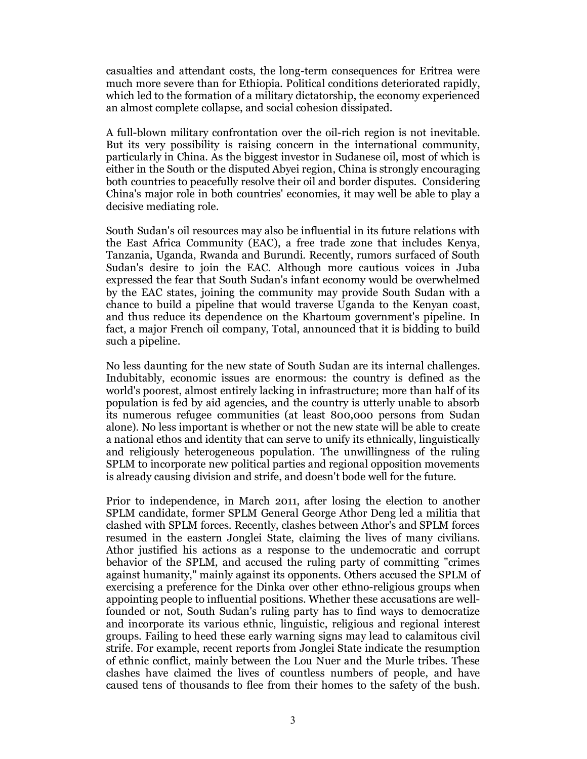casualties and attendant costs, the long-term consequences for Eritrea were much more severe than for Ethiopia. Political conditions deteriorated rapidly, which led to the formation of a military dictatorship, the economy experienced an almost complete collapse, and social cohesion dissipated.

A full-blown military confrontation over the oil-rich region is not inevitable. But its very possibility is raising concern in the international community, particularly in China. As the biggest investor in Sudanese oil, most of which is either in the South or the disputed Abyei region, China is strongly encouraging both countries to peacefully resolve their oil and border disputes. Considering China's major role in both countries' economies, it may well be able to play a decisive mediating role.

South Sudan's oil resources may also be influential in its future relations with the East Africa Community (EAC), a free trade zone that includes Kenya, Tanzania, Uganda, Rwanda and Burundi. Recently, rumors surfaced of South Sudan's desire to join the EAC. Although more cautious voices in Juba expressed the fear that South Sudan's infant economy would be overwhelmed by the EAC states, joining the community may provide South Sudan with a chance to build a pipeline that would traverse Uganda to the Kenyan coast, and thus reduce its dependence on the Khartoum government's pipeline. In fact, a major French oil company, Total, announced that it is bidding to build such a pipeline.

No less daunting for the new state of South Sudan are its internal challenges. Indubitably, economic issues are enormous: the country is defined as the world's poorest, almost entirely lacking in infrastructure; more than half of its population is fed by aid agencies, and the country is utterly unable to absorb its numerous refugee communities (at least 800,000 persons from Sudan alone). No less important is whether or not the new state will be able to create a national ethos and identity that can serve to unify its ethnically, linguistically and religiously heterogeneous population. The unwillingness of the ruling SPLM to incorporate new political parties and regional opposition movements is already causing division and strife, and doesn't bode well for the future.

Prior to independence, in March 2011, after losing the election to another SPLM candidate, former SPLM General George Athor Deng led a militia that clashed with SPLM forces. Recently, clashes between Athor's and SPLM forces resumed in the eastern Jonglei State, claiming the lives of many civilians. Athor justified his actions as a response to the undemocratic and corrupt behavior of the SPLM, and accused the ruling party of committing "crimes against humanity," mainly against its opponents. Others accused the SPLM of exercising a preference for the Dinka over other ethno-religious groups when appointing people to influential positions. Whether these accusations are well-founded or not, South Sudan's ruling party has to find ways to democratize and incorporate its various ethnic, linguistic, religious and regional interest groups. Failing to heed these early warning signs may lead to calamitous civil strife. For example, recent reports from Jonglei State indicate the resumption of ethnic conflict, mainly between the Lou Nuer and the Murle tribes. These clashes have claimed the lives of countless numbers of people, and have caused tens of thousands to flee from their homes to the safety of the bush.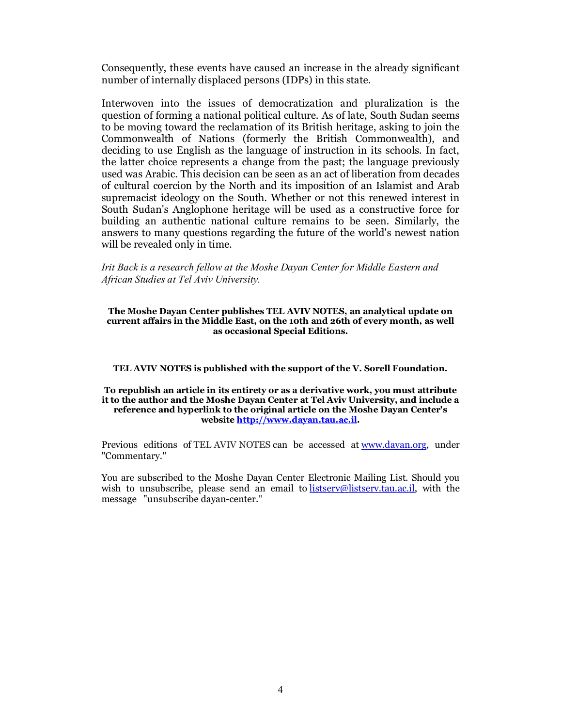Consequently, these events have caused an increase in the already significant number of internally displaced persons (IDPs) in this state.

Interwoven into the issues of democratization and pluralization is the question of forming a national political culture. As of late, South Sudan seems to be moving toward the reclamation of its British heritage, asking to join the Commonwealth of Nations (formerly the British Commonwealth), and deciding to use English as the language of instruction in its schools. In fact, the latter choice represents a change from the past; the language previously used was Arabic. This decision can be seen as an act of liberation from decades of cultural coercion by the North and its imposition of an Islamist and Arab supremacist ideology on the South. Whether or not this renewed interest in South Sudan's Anglophone heritage will be used as a constructive force for building an authentic national culture remains to be seen. Similarly, the answers to many questions regarding the future of the world's newest nation will be revealed only in time.

*Irit Back is a research fellow at the Moshe Dayan Center for Middle Eastern and African Studies at Tel Aviv University.*

**The Moshe Dayan Center publishes TEL AVIV NOTES, an analytical update on current affairs in the Middle East, on the 10th and 26th of every month, as well as occasional Special Editions.**

**TEL AVIV NOTES is published with the support of the V. Sorell Foundation.**

**To republish an article in its entirety or as a derivative work, you must attribute it to the author and the Moshe Dayan Center at Tel Aviv University, and include a reference and hyperlink to the original article on the Moshe Dayan Center's website [http://www.dayan.tau.ac.il](http://www.dayan.tau.ac.il).**

Previous editions of TEL AVIV NOTES can be accessed at [www.dayan.org](www.dayan.org), under "Commentary."

You are subscribed to the Moshe Dayan Center Electronic Mailing List. Should you wish to unsubscribe, please send an email to [listserv@listserv.tau.ac.il](mailto:listserv@listserv.tau.ac.il), with the message "unsubscribe dayan-center."